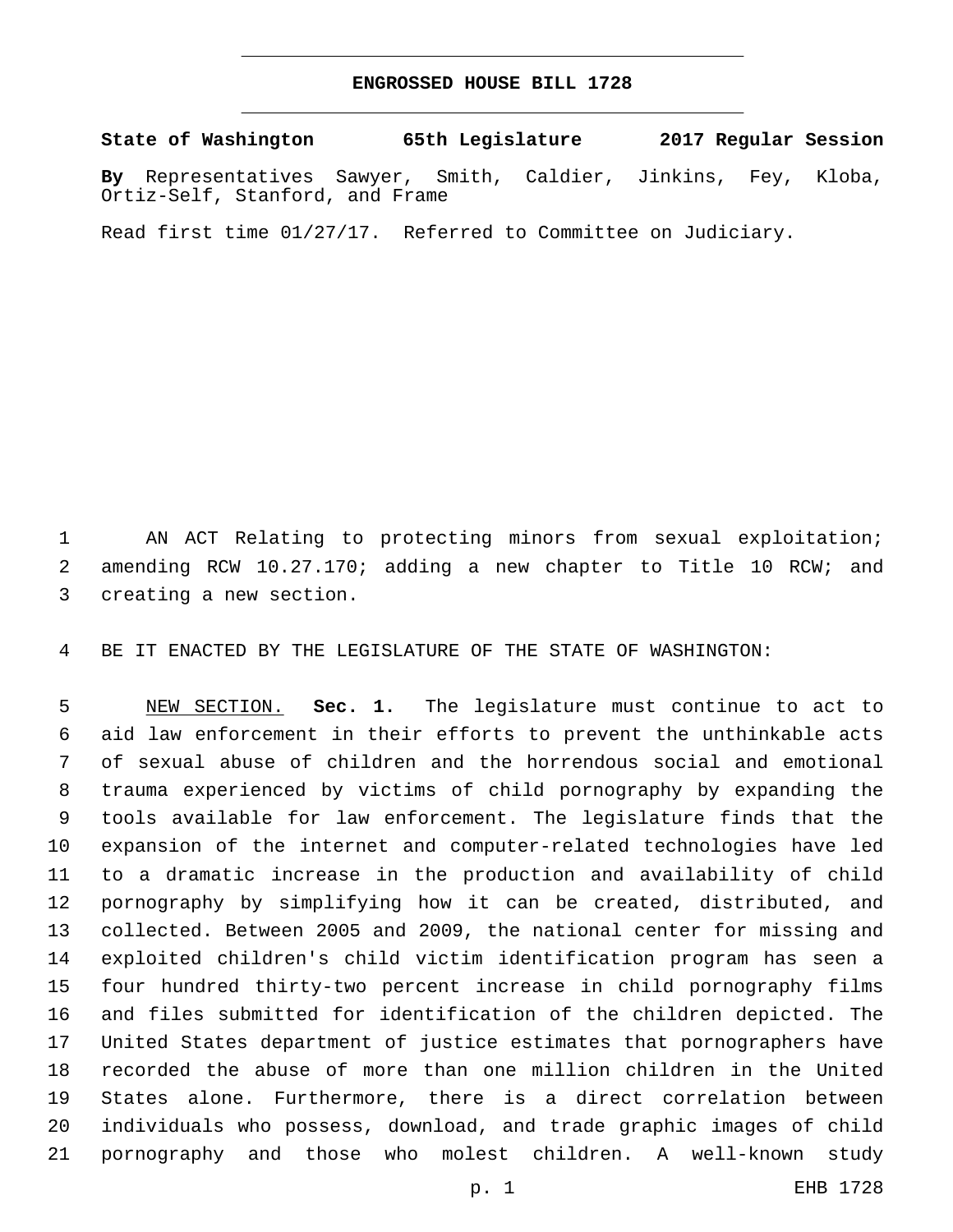# ENGROSSED HOUSE BILL 1728

**State of Washington 65th Legislature 2017 Regular Session**

**By** Representatives Sawyer, Smith, Caldier, Jinkins, Fey, Kloba, Ortiz-Self, Stanford, and Frame

Read first time 01/27/17. Referred to Committee on Judiciary.

AN ACT Relating to protecting minors from sexual exploitation; amending RCW 10.27.170; adding a new chapter to Title 10 RCW; and creating a new section.

BE IT ENACTED BY THE LEGISLATURE OF THE STATE OF WASHINGTON:

NEW SECTION. **Sec. 1.** The legislature must continue to act to aid law enforcement in their efforts to prevent the unthinkable acts of sexual abuse of children and the horrendous social and emotional trauma experienced by victims of child pornography by expanding the tools available for law enforcement. The legislature finds that the expansion of the internet and computer-related technologies have led to a dramatic increase in the production and availability of child pornography by simplifying how it can be created, distributed, and collected. Between 2005 and 2009, the national center for missing and exploited children's child victim identification program has seen a four hundred thirty-two percent increase in child pornography films and files submitted for identification of the children depicted. The United States department of justice estimates that pornographers have recorded the abuse of more than one million children in the United States alone. Furthermore, there is a direct correlation between individuals who possess, download, and trade graphic images of child pornography and those who molest children. A well-known study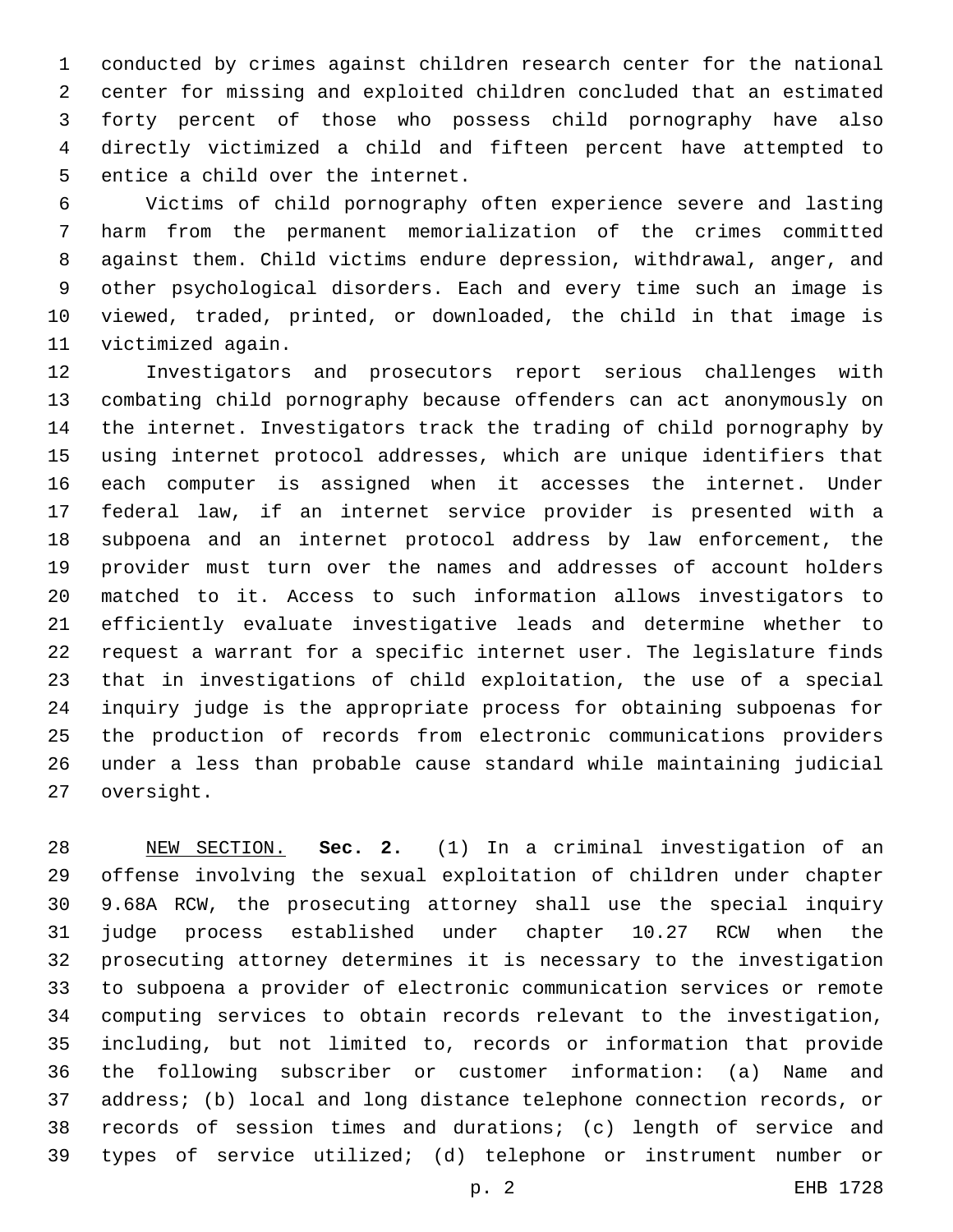conducted by crimes against children research center for the national center for missing and exploited children concluded that an estimated forty percent of those who possess child pornography have also directly victimized a child and fifteen percent have attempted to entice a child over the internet.

Victims of child pornography often experience severe and lasting harm from the permanent memorialization of the crimes committed against them. Child victims endure depression, withdrawal, anger, and other psychological disorders. Each and every time such an image is viewed, traded, printed, or downloaded, the child in that image is victimized again.

Investigators and prosecutors report serious challenges with combating child pornography because offenders can act anonymously on the internet. Investigators track the trading of child pornography by using internet protocol addresses, which are unique identifiers that each computer is assigned when it accesses the internet. Under federal law, if an internet service provider is presented with a subpoena and an internet protocol address by law enforcement, the provider must turn over the names and addresses of account holders matched to it. Access to such information allows investigators to efficiently evaluate investigative leads and determine whether to request a warrant for a specific internet user. The legislature finds that in investigations of child exploitation, the use of a special inquiry judge is the appropriate process for obtaining subpoenas for the production of records from electronic communications providers under a less than probable cause standard while maintaining judicial oversight.

NEW SECTION. **Sec. 2.** (1) In a criminal investigation of an offense involving the sexual exploitation of children under chapter 9.68A RCW, the prosecuting attorney shall use the special inquiry judge process established under chapter 10.27 RCW when the prosecuting attorney determines it is necessary to the investigation to subpoena a provider of electronic communication services or remote computing services to obtain records relevant to the investigation, including, but not limited to, records or information that provide the following subscriber or customer information: (a) Name and address; (b) local and long distance telephone connection records, or records of session times and durations; (c) length of service and types of service utilized; (d) telephone or instrument number or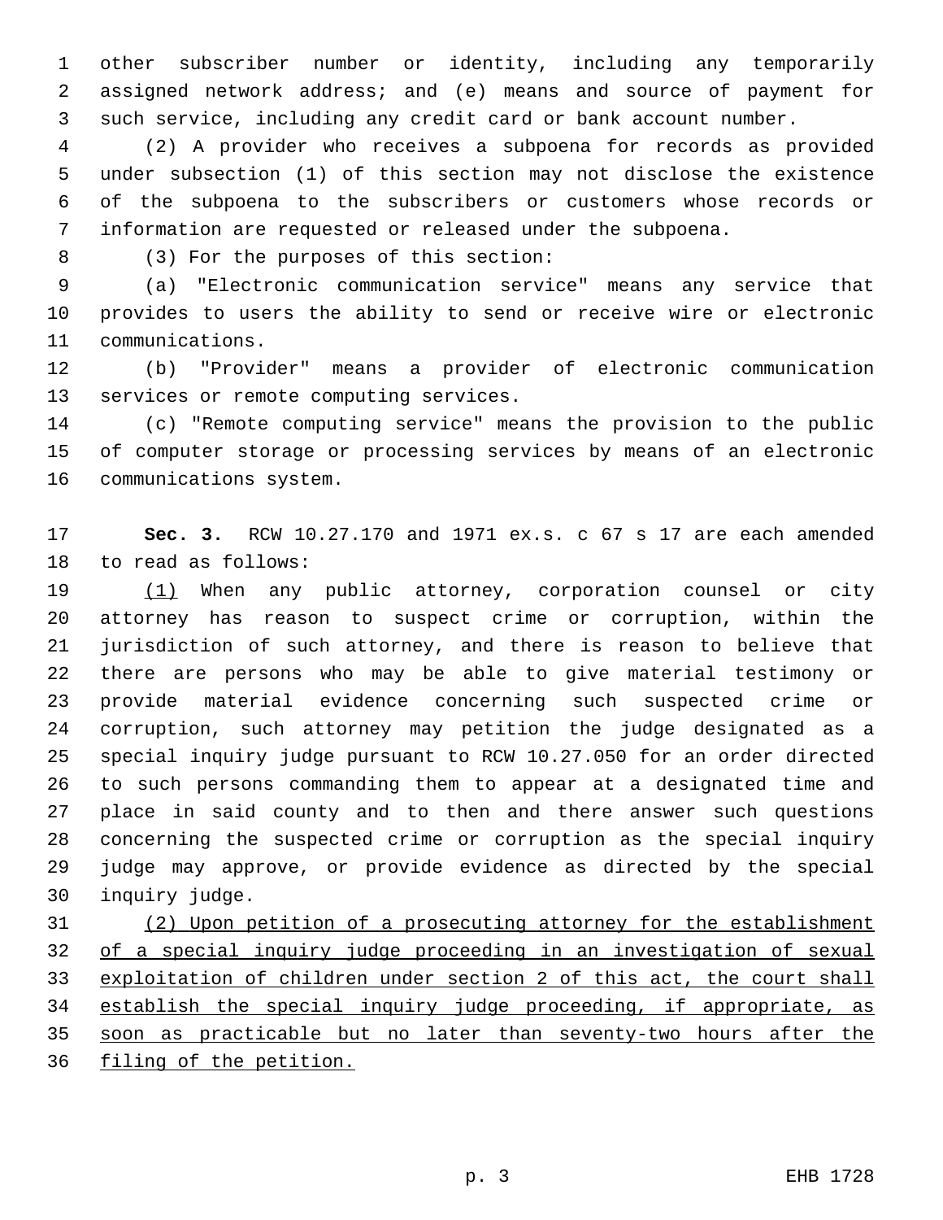other subscriber number or identity, including any temporarily assigned network address; and (e) means and source of payment for such service, including any credit card or bank account number.

(2) A provider who receives a subpoena for records as provided under subsection (1) of this section may not disclose the existence of the subpoena to the subscribers or customers whose records or information are requested or released under the subpoena.

(3) For the purposes of this section:

(a) "Electronic communication service" means any service that provides to users the ability to send or receive wire or electronic communications.

(b) "Provider" means a provider of electronic communication services or remote computing services.

(c) "Remote computing service" means the provision to the public of computer storage or processing services by means of an electronic communications system.

**Sec. 3.** RCW 10.27.170 and 1971 ex.s. c 67 s 17 are each amended to read as follows:

(1) When any public attorney, corporation counsel or city attorney has reason to suspect crime or corruption, within the jurisdiction of such attorney, and there is reason to believe that there are persons who may be able to give material testimony or provide material evidence concerning such suspected crime or corruption, such attorney may petition the judge designated as a special inquiry judge pursuant to RCW 10.27.050 for an order directed to such persons commanding them to appear at a designated time and place in said county and to then and there answer such questions concerning the suspected crime or corruption as the special inquiry judge may approve, or provide evidence as directed by the special inquiry judge.

(2) Upon petition of a prosecuting attorney for the establishment of a special inquiry judge proceeding in an investigation of sexual exploitation of children under section 2 of this act, the court shall establish the special inquiry judge proceeding, if appropriate, as soon as practicable but no later than seventy-two hours after the filing of the petition.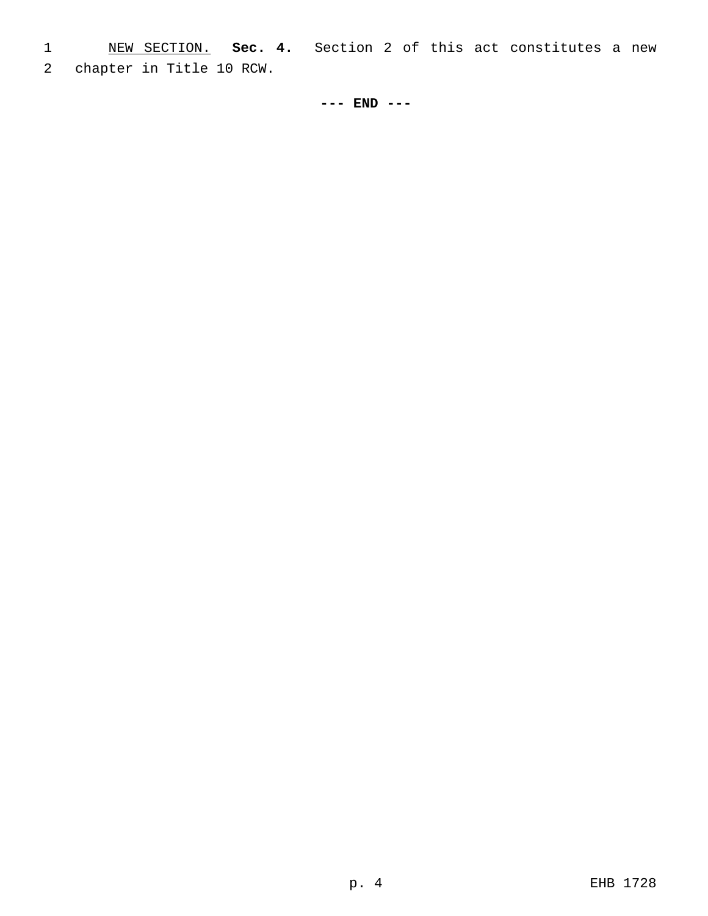NEW SECTION. **Sec. 4.** Section 2 of this act constitutes a new chapter in Title 10 RCW.

**--- END ---**